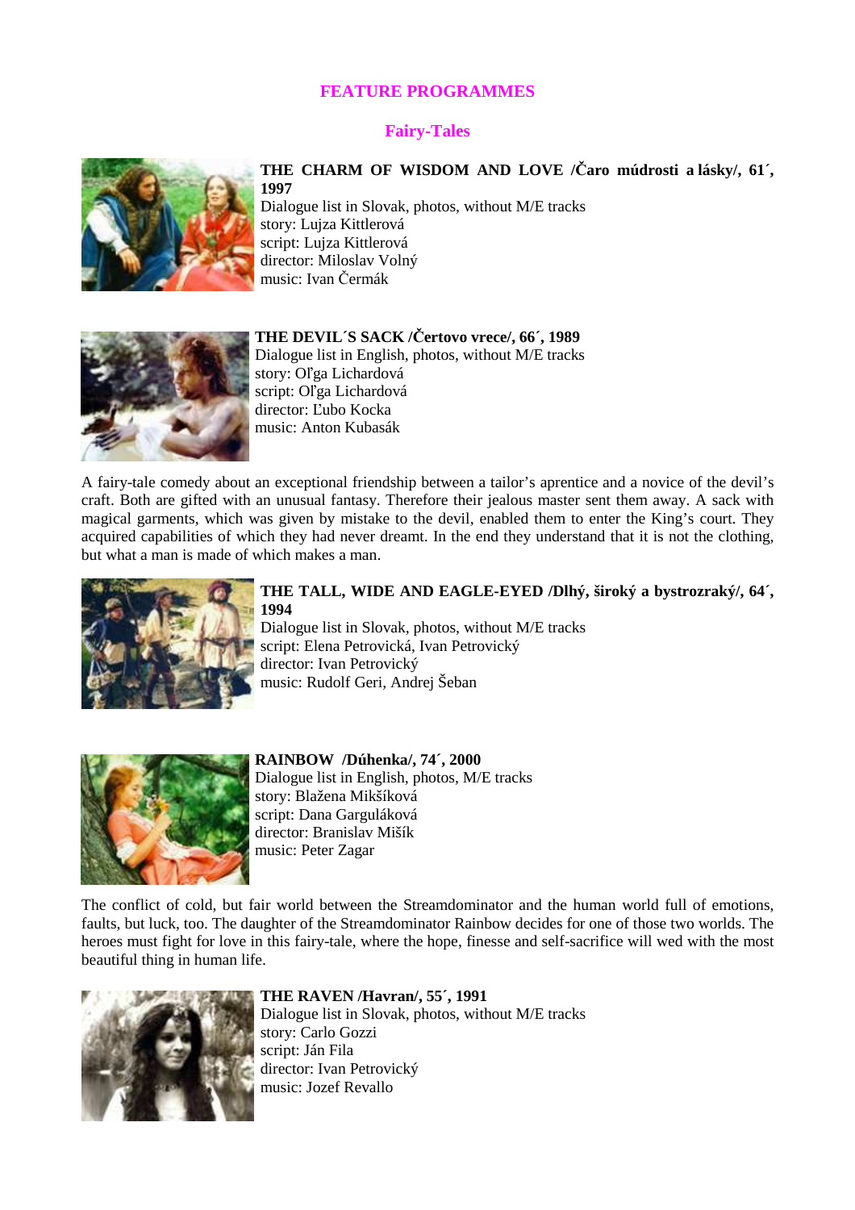# FEATURE PROGRAMMES

## Fairy-Tales

**THE CHARM OF WISDOM AND LOVE /Čaro múdrosti a lásky/, 61´, 1997**
Dialogue list in Slovak, photos, without M/E tracks
story: Lujza Kittlerová
script: Lujza Kittlerová
director: Miloslav Volný
music: Ivan Čermák

**THE DEVIL´S SACK /Čertovo vrece/, 66´, 1989**
Dialogue list in English, photos, without M/E tracks
story: Oľga Lichardová
script: Oľga Lichardová
director: Ľubo Kocka
music: Anton Kubasák

A fairy-tale comedy about an exceptional friendship between a tailor's aprentice and a novice of the devil's craft. Both are gifted with an unusual fantasy. Therefore their jealous master sent them away. A sack with magical garments, which was given by mistake to the devil, enabled them to enter the King's court. They acquired capabilities of which they had never dreamt. In the end they understand that it is not the clothing, but what a man is made of which makes a man.

**THE TALL, WIDE AND EAGLE-EYED /Dlhý, široký a bystrozraký/, 64´, 1994**
Dialogue list in Slovak, photos, without M/E tracks
script: Elena Petrovická, Ivan Petrovický
director: Ivan Petrovický
music: Rudolf Geri, Andrej Šeban

**RAINBOW /Dúhenka/, 74´, 2000**
Dialogue list in English, photos, M/E tracks
story: Blažena Mikšíková
script: Dana Garguláková
director: Branislav Mišík
music: Peter Zagar

The conflict of cold, but fair world between the Streamdominator and the human world full of emotions, faults, but luck, too. The daughter of the Streamdominator Rainbow decides for one of those two worlds. The heroes must fight for love in this fairy-tale, where the hope, finesse and self-sacrifice will wed with the most beautiful thing in human life.

**THE RAVEN /Havran/, 55´, 1991**
Dialogue list in Slovak, photos, without M/E tracks
story: Carlo Gozzi
script: Ján Fila
director: Ivan Petrovický
music: Jozef Revallo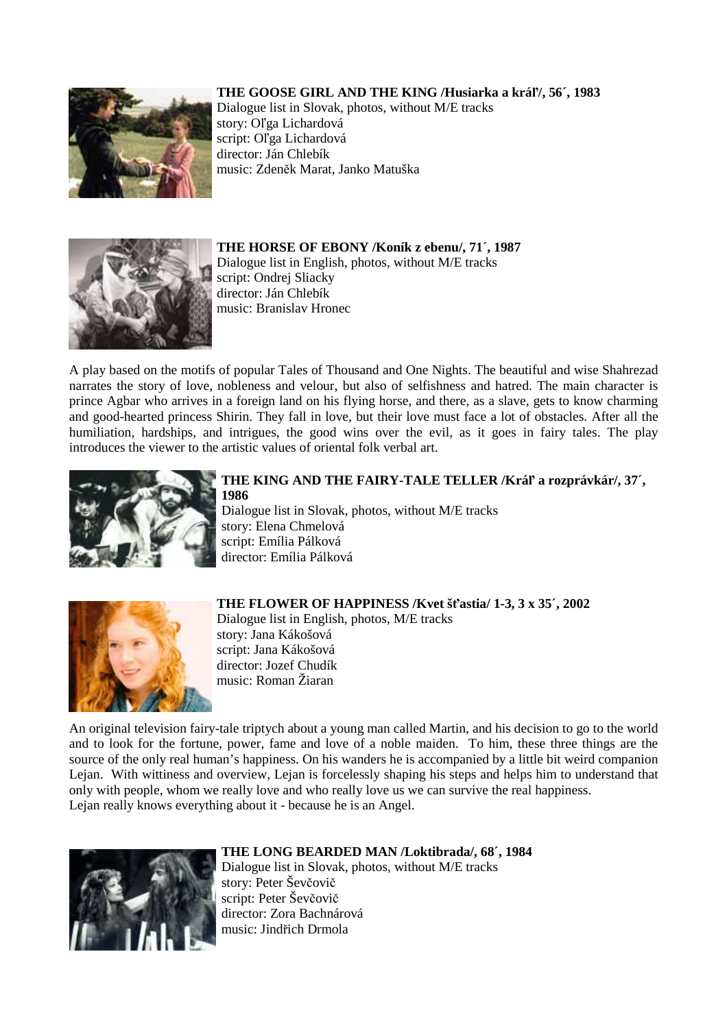**THE GOOSE GIRL AND THE KING /Husiarka a kráľ/, 56´, 1983**
Dialogue list in Slovak, photos, without M/E tracks
story: Oľga Lichardová
script: Oľga Lichardová
director: Ján Chlebík
music: Zdeněk Marat, Janko Matuška

**THE HORSE OF EBONY /Koník z ebenu/, 71´, 1987**
Dialogue list in English, photos, without M/E tracks
script: Ondrej Sliacky
director: Ján Chlebík
music: Branislav Hronec

A play based on the motifs of popular Tales of Thousand and One Nights. The beautiful and wise Shahrezad narrates the story of love, nobleness and velour, but also of selfishness and hatred. The main character is prince Agbar who arrives in a foreign land on his flying horse, and there, as a slave, gets to know charming and good-hearted princess Shirin. They fall in love, but their love must face a lot of obstacles. After all the humiliation, hardships, and intrigues, the good wins over the evil, as it goes in fairy tales. The play introduces the viewer to the artistic values of oriental folk verbal art.

**THE KING AND THE FAIRY-TALE TELLER /Kráľ a rozprávkár/, 37´, 1986**
Dialogue list in Slovak, photos, without M/E tracks
story: Elena Chmelová
script: Emília Pálková
director: Emília Pálková

**THE FLOWER OF HAPPINESS /Kvet šťastia/ 1-3, 3 x 35´, 2002**
Dialogue list in English, photos, M/E tracks
story: Jana Kákošová
script: Jana Kákošová
director: Jozef Chudík
music: Roman Žiaran

An original television fairy-tale triptych about a young man called Martin, and his decision to go to the world and to look for the fortune, power, fame and love of a noble maiden. To him, these three things are the source of the only real human's happiness. On his wanders he is accompanied by a little bit weird companion Lejan. With wittiness and overview, Lejan is forcelessly shaping his steps and helps him to understand that only with people, whom we really love and who really love us we can survive the real happiness.
Lejan really knows everything about it - because he is an Angel.

**THE LONG BEARDED MAN /Loktibrada/, 68´, 1984**
Dialogue list in Slovak, photos, without M/E tracks
story: Peter Ševčovič
script: Peter Ševčovič
director: Zora Bachnárová
music: Jindřich Drmola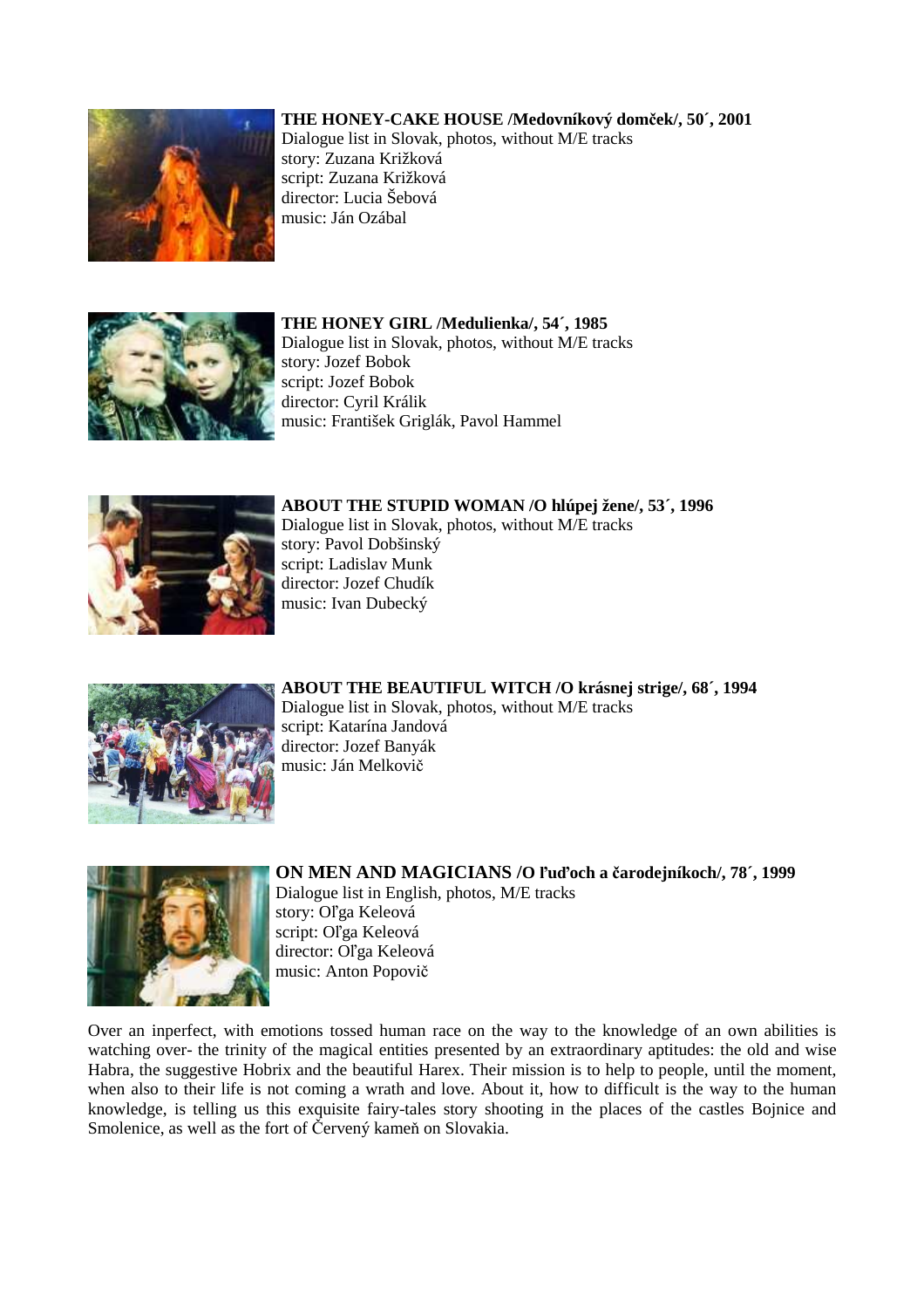**THE HONEY-CAKE HOUSE /Medovníkový domček/, 50´, 2001**
Dialogue list in Slovak, photos, without M/E tracks
story: Zuzana Križková
script: Zuzana Križková
director: Lucia Šebová
music: Ján Ozábal

**THE HONEY GIRL /Medulienka/, 54´, 1985**
Dialogue list in Slovak, photos, without M/E tracks
story: Jozef Bobok
script: Jozef Bobok
director: Cyril Králik
music: František Griglák, Pavol Hammel

**ABOUT THE STUPID WOMAN /O hlúpej žene/, 53´, 1996**
Dialogue list in Slovak, photos, without M/E tracks
story: Pavol Dobšinský
script: Ladislav Munk
director: Jozef Chudík
music: Ivan Dubecký

**ABOUT THE BEAUTIFUL WITCH /O krásnej strige/, 68´, 1994**
Dialogue list in Slovak, photos, without M/E tracks
script: Katarína Jandová
director: Jozef Banyák
music: Ján Melkovič

**ON MEN AND MAGICIANS /O ľuďoch a čarodejníkoch/, 78´, 1999**
Dialogue list in English, photos, M/E tracks
story: Oľga Keleová
script: Oľga Keleová
director: Oľga Keleová
music: Anton Popovič

Over an inperfect, with emotions tossed human race on the way to the knowledge of an own abilities is watching over- the trinity of the magical entities presented by an extraordinary aptitudes: the old and wise Habra, the suggestive Hobrix and the beautiful Harex. Their mission is to help to people, until the moment, when also to their life is not coming a wrath and love. About it, how to difficult is the way to the human knowledge, is telling us this exquisite fairy-tales story shooting in the places of the castles Bojnice and Smolenice, as well as the fort of Červený kameň on Slovakia.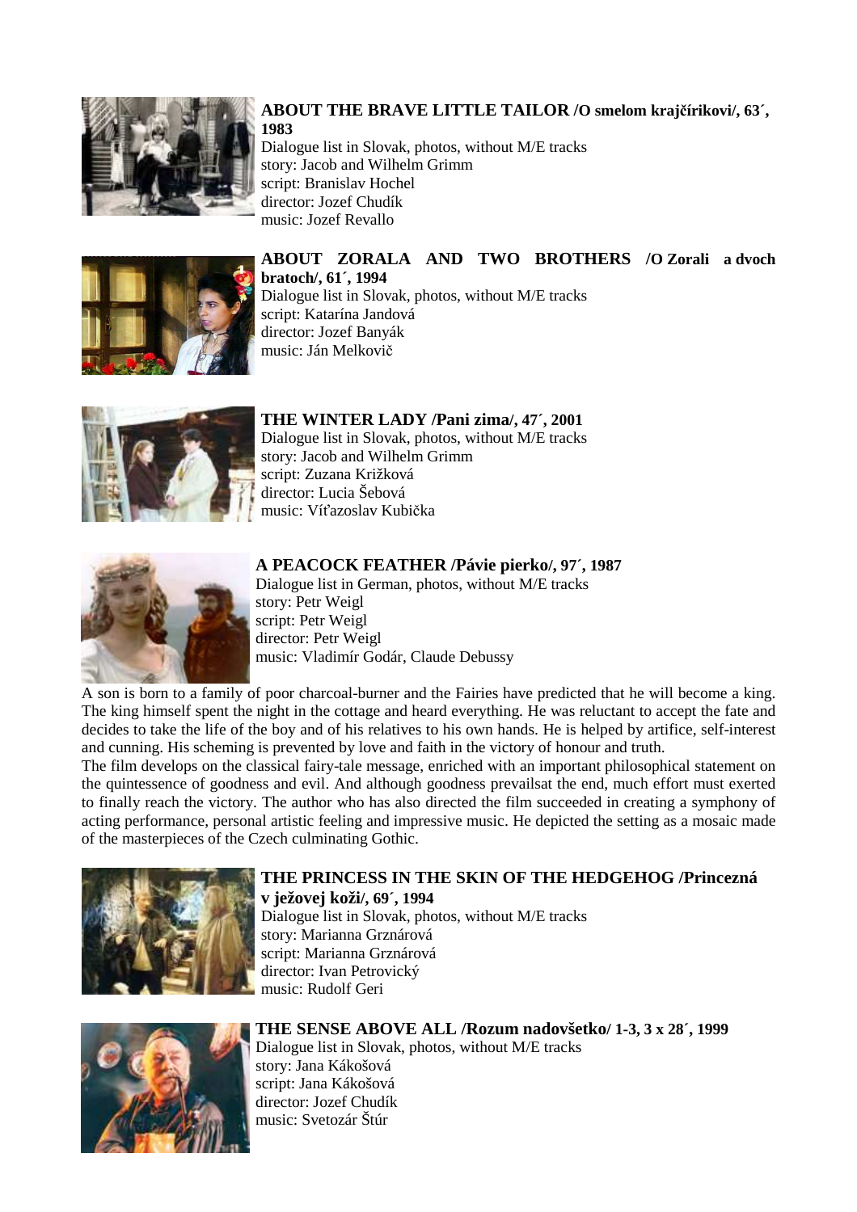**ABOUT THE BRAVE LITTLE TAILOR /O smelom krajčírikovi/, 63´, 1983**
Dialogue list in Slovak, photos, without M/E tracks
story: Jacob and Wilhelm Grimm
script: Branislav Hochel
director: Jozef Chudík
music: Jozef Revallo

**ABOUT ZORALA AND TWO BROTHERS /O Zorali a dvoch bratoch/, 61´, 1994**
Dialogue list in Slovak, photos, without M/E tracks
script: Katarína Jandová
director: Jozef Banyák
music: Ján Melkovič

**THE WINTER LADY /Pani zima/, 47´, 2001**
Dialogue list in Slovak, photos, without M/E tracks
story: Jacob and Wilhelm Grimm
script: Zuzana Križková
director: Lucia Šebová
music: Víťazoslav Kubička

**A PEACOCK FEATHER /Pávie pierko/, 97´, 1987**
Dialogue list in German, photos, without M/E tracks
story: Petr Weigl
script: Petr Weigl
director: Petr Weigl
music: Vladimír Godár, Claude Debussy

A son is born to a family of poor charcoal-burner and the Fairies have predicted that he will become a king. The king himself spent the night in the cottage and heard everything. He was reluctant to accept the fate and decides to take the life of the boy and of his relatives to his own hands. He is helped by artifice, self-interest and cunning. His scheming is prevented by love and faith in the victory of honour and truth.
The film develops on the classical fairy-tale message, enriched with an important philosophical statement on the quintessence of goodness and evil. And although goodness prevailsat the end, much effort must exerted to finally reach the victory. The author who has also directed the film succeeded in creating a symphony of acting performance, personal artistic feeling and impressive music. He depicted the setting as a mosaic made of the masterpieces of the Czech culminating Gothic.

**THE PRINCESS IN THE SKIN OF THE HEDGEHOG /Princezná v ježovej koži/, 69´, 1994**
Dialogue list in Slovak, photos, without M/E tracks
story: Marianna Grznárová
script: Marianna Grznárová
director: Ivan Petrovický
music: Rudolf Geri

**THE SENSE ABOVE ALL /Rozum nadovšetko/ 1-3, 3 x 28´, 1999**
Dialogue list in Slovak, photos, without M/E tracks
story: Jana Kákošová
script: Jana Kákošová
director: Jozef Chudík
music: Svetozár Štúr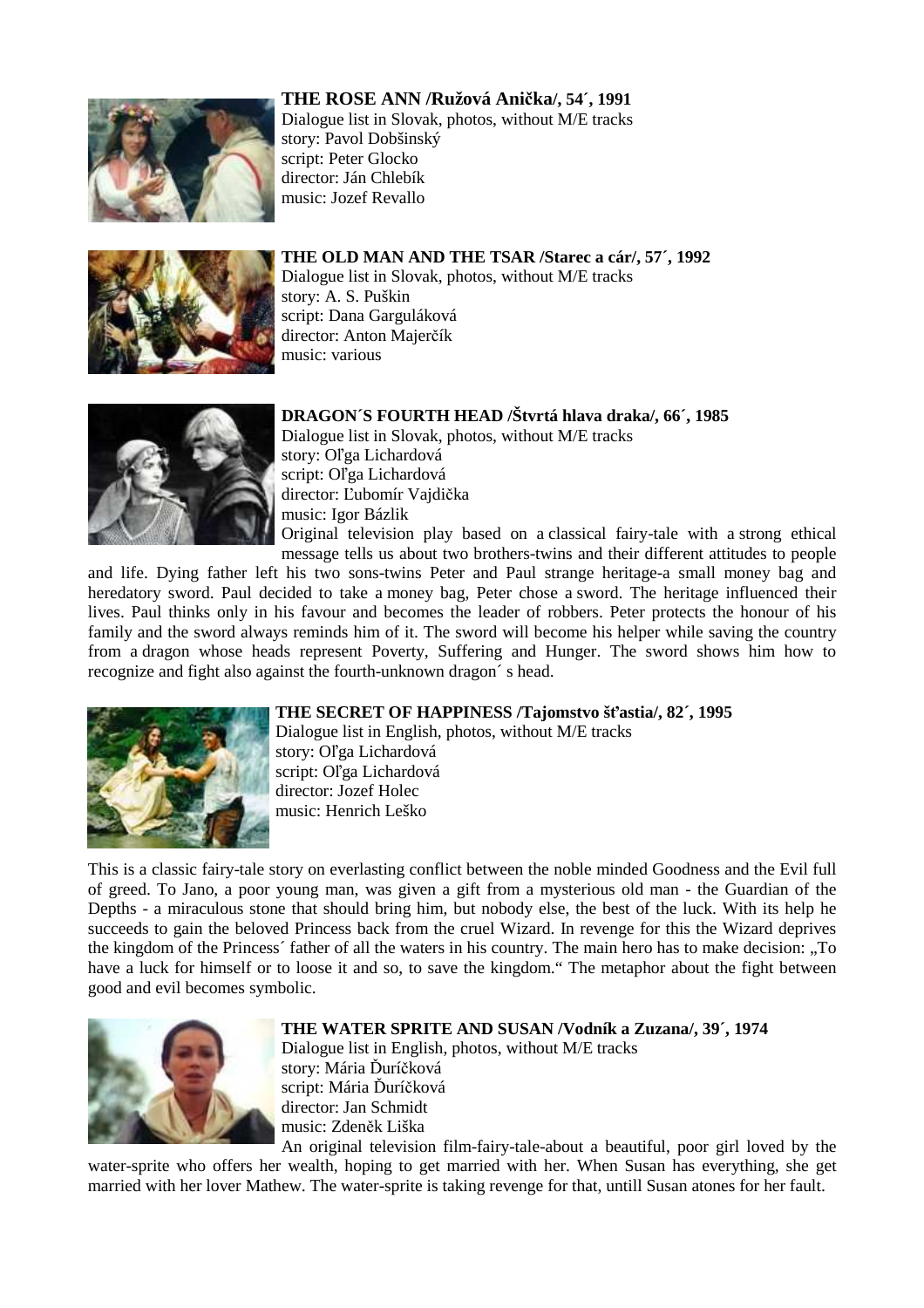**THE ROSE ANN /Ružová Anička/, 54´, 1991**
Dialogue list in Slovak, photos, without M/E tracks
story: Pavol Dobšinský
script: Peter Glocko
director: Ján Chlebík
music: Jozef Revallo

**THE OLD MAN AND THE TSAR /Starec a cár/, 57´, 1992**
Dialogue list in Slovak, photos, without M/E tracks
story: A. S. Puškin
script: Dana Garguláková
director: Anton Majerčík
music: various

**DRAGON´S FOURTH HEAD /Štvrtá hlava draka/, 66´, 1985**
Dialogue list in Slovak, photos, without M/E tracks
story: Oľga Lichardová
script: Oľga Lichardová
director: Ľubomír Vajdička
music: Igor Bázlik

Original television play based on a classical fairy-tale with a strong ethical message tells us about two brothers-twins and their different attitudes to people and life. Dying father left his two sons-twins Peter and Paul strange heritage-a small money bag and heredatory sword. Paul decided to take a money bag, Peter chose a sword. The heritage influenced their lives. Paul thinks only in his favour and becomes the leader of robbers. Peter protects the honour of his family and the sword always reminds him of it. The sword will become his helper while saving the country from a dragon whose heads represent Poverty, Suffering and Hunger. The sword shows him how to recognize and fight also against the fourth-unknown dragon´ s head.

**THE SECRET OF HAPPINESS /Tajomstvo šťastia/, 82´, 1995**
Dialogue list in English, photos, without M/E tracks
story: Oľga Lichardová
script: Oľga Lichardová
director: Jozef Holec
music: Henrich Leško

This is a classic fairy-tale story on everlasting conflict between the noble minded Goodness and the Evil full of greed. To Jano, a poor young man, was given a gift from a mysterious old man - the Guardian of the Depths - a miraculous stone that should bring him, but nobody else, the best of the luck. With its help he succeeds to gain the beloved Princess back from the cruel Wizard. In revenge for this the Wizard deprives the kingdom of the Princess´ father of all the waters in his country. The main hero has to make decision: „To have a luck for himself or to loose it and so, to save the kingdom." The metaphor about the fight between good and evil becomes symbolic.

**THE WATER SPRITE AND SUSAN /Vodník a Zuzana/, 39´, 1974**
Dialogue list in English, photos, without M/E tracks
story: Mária Ďuríčková
script: Mária Ďuríčková
director: Jan Schmidt
music: Zdeněk Liška

An original television film-fairy-tale-about a beautiful, poor girl loved by the water-sprite who offers her wealth, hoping to get married with her. When Susan has everything, she get married with her lover Mathew. The water-sprite is taking revenge for that, untill Susan atones for her fault.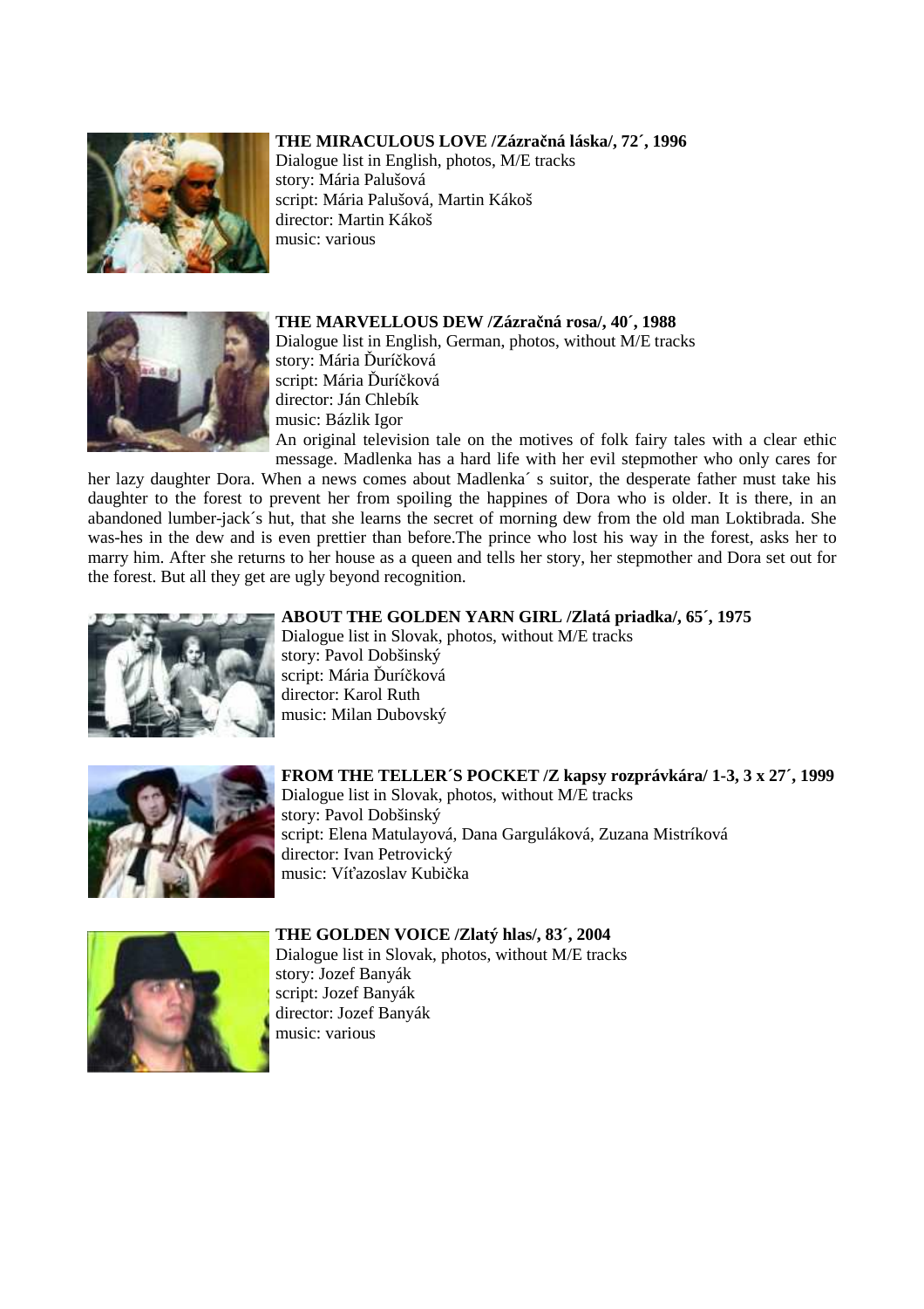**THE MIRACULOUS LOVE /Zázračná láska/, 72´, 1996**
Dialogue list in English, photos, M/E tracks
story: Mária Palušová
script: Mária Palušová, Martin Kákoš
director: Martin Kákoš
music: various

**THE MARVELLOUS DEW /Zázračná rosa/, 40´, 1988**
Dialogue list in English, German, photos, without M/E tracks
story: Mária Ďuríčková
script: Mária Ďuríčková
director: Ján Chlebík
music: Bázlik Igor

An original television tale on the motives of folk fairy tales with a clear ethic message. Madlenka has a hard life with her evil stepmother who only cares for her lazy daughter Dora. When a news comes about Madlenka´ s suitor, the desperate father must take his daughter to the forest to prevent her from spoiling the happines of Dora who is older. It is there, in an abandoned lumber-jack´s hut, that she learns the secret of morning dew from the old man Loktibrada. She was-hes in the dew and is even prettier than before.The prince who lost his way in the forest, asks her to marry him. After she returns to her house as a queen and tells her story, her stepmother and Dora set out for the forest. But all they get are ugly beyond recognition.

**ABOUT THE GOLDEN YARN GIRL /Zlatá priadka/, 65´, 1975**
Dialogue list in Slovak, photos, without M/E tracks
story: Pavol Dobšinský
script: Mária Ďuríčková
director: Karol Ruth
music: Milan Dubovský

**FROM THE TELLER´S POCKET /Z kapsy rozprávkára/ 1-3, 3 x 27´, 1999**
Dialogue list in Slovak, photos, without M/E tracks
story: Pavol Dobšinský
script: Elena Matulayová, Dana Garguláková, Zuzana Mistríková
director: Ivan Petrovický
music: Víťazoslav Kubička

**THE GOLDEN VOICE /Zlatý hlas/, 83´, 2004**
Dialogue list in Slovak, photos, without M/E tracks
story: Jozef Banyák
script: Jozef Banyák
director: Jozef Banyák
music: various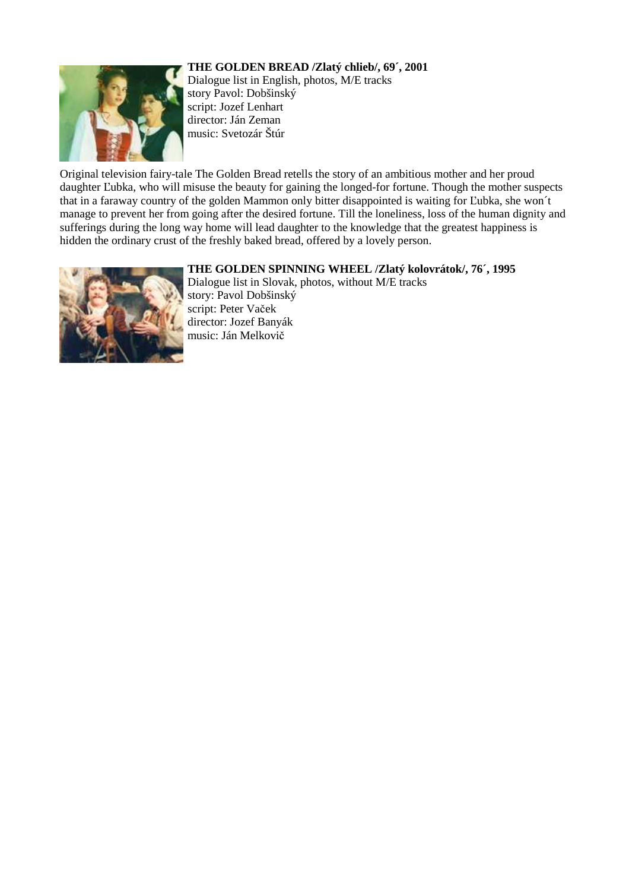**THE GOLDEN BREAD /Zlatý chlieb/, 69´, 2001**
Dialogue list in English, photos, M/E tracks
story Pavol: Dobšinský
script: Jozef Lenhart
director: Ján Zeman
music: Svetozár Štúr

Original television fairy-tale The Golden Bread retells the story of an ambitious mother and her proud daughter Ľubka, who will misuse the beauty for gaining the longed-for fortune. Though the mother suspects that in a faraway country of the golden Mammon only bitter disappointed is waiting for Ľubka, she won´t manage to prevent her from going after the desired fortune. Till the loneliness, loss of the human dignity and sufferings during the long way home will lead daughter to the knowledge that the greatest happiness is hidden the ordinary crust of the freshly baked bread, offered by a lovely person.

**THE GOLDEN SPINNING WHEEL /Zlatý kolovrátok/, 76´, 1995**
Dialogue list in Slovak, photos, without M/E tracks
story: Pavol Dobšinský
script: Peter Vaček
director: Jozef Banyák
music: Ján Melkovič